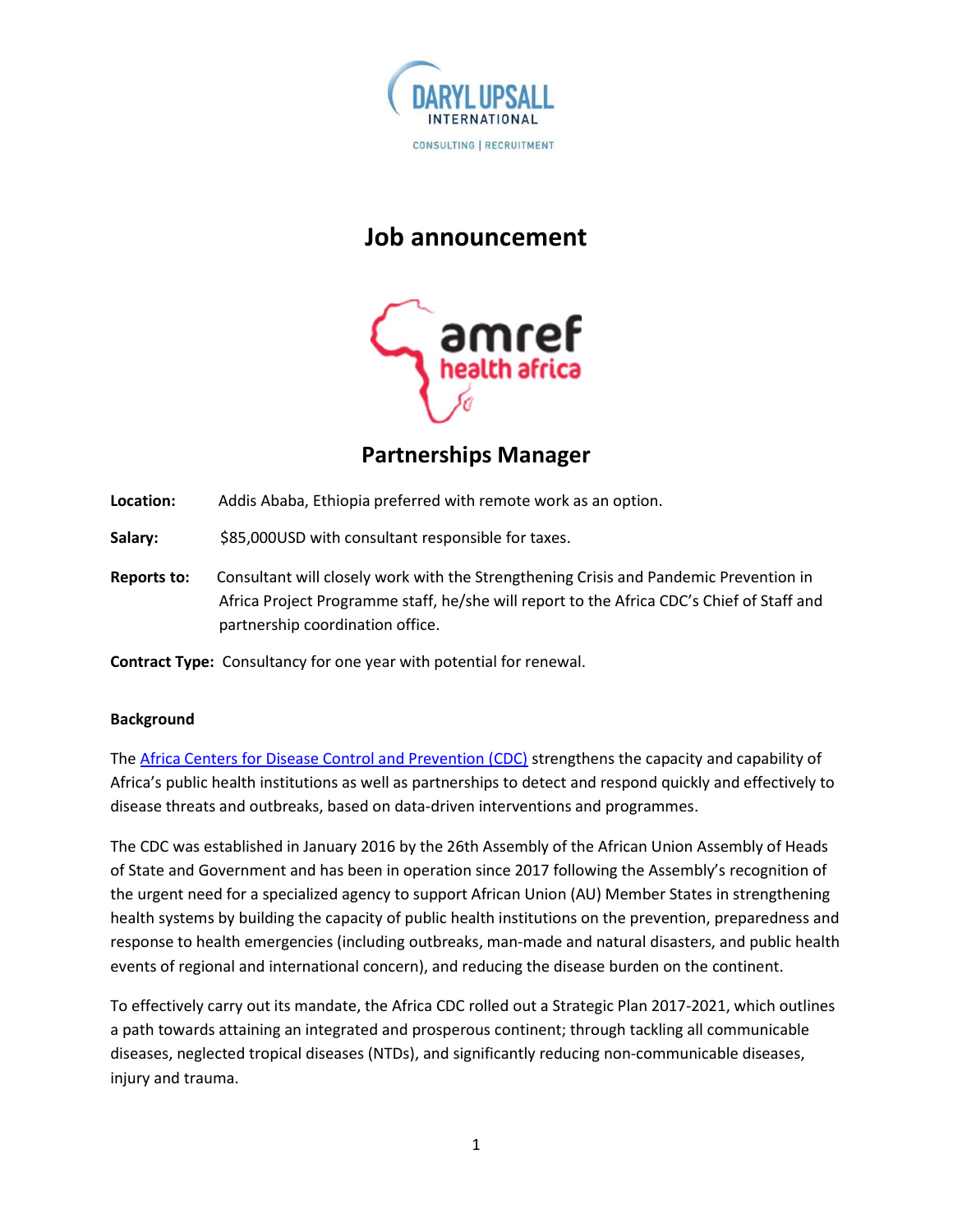# Job announcement

## Partnerships Manager

**Location:** Addis Ababa, Ethiopia preferred with remote work as an option.

**Salary:** $85,000USD with consultant responsible for taxes.

**Reports to:** Consultant will closely work with the Strengthening Crisis and Pandemic Prevention in Africa Project Programme staff, he/she will report to the Africa CDC's Chief of Staff and partnership coordination office.

**Contract Type:** Consultancy for one year with potential for renewal.

**Background**

The [Africa Centers for Disease Control and Prevention (CDC)] strengthens the capacity and capability of Africa's public health institutions as well as partnerships to detect and respond quickly and effectively to disease threats and outbreaks, based on data-driven interventions and programmes.

The CDC was established in January 2016 by the 26th Assembly of the African Union Assembly of Heads of State and Government and has been in operation since 2017 following the Assembly's recognition of the urgent need for a specialized agency to support African Union (AU) Member States in strengthening health systems by building the capacity of public health institutions on the prevention, preparedness and response to health emergencies (including outbreaks, man-made and natural disasters, and public health events of regional and international concern), and reducing the disease burden on the continent.

To effectively carry out its mandate, the Africa CDC rolled out a Strategic Plan 2017-2021, which outlines a path towards attaining an integrated and prosperous continent; through tackling all communicable diseases, neglected tropical diseases (NTDs), and significantly reducing non-communicable diseases, injury and trauma.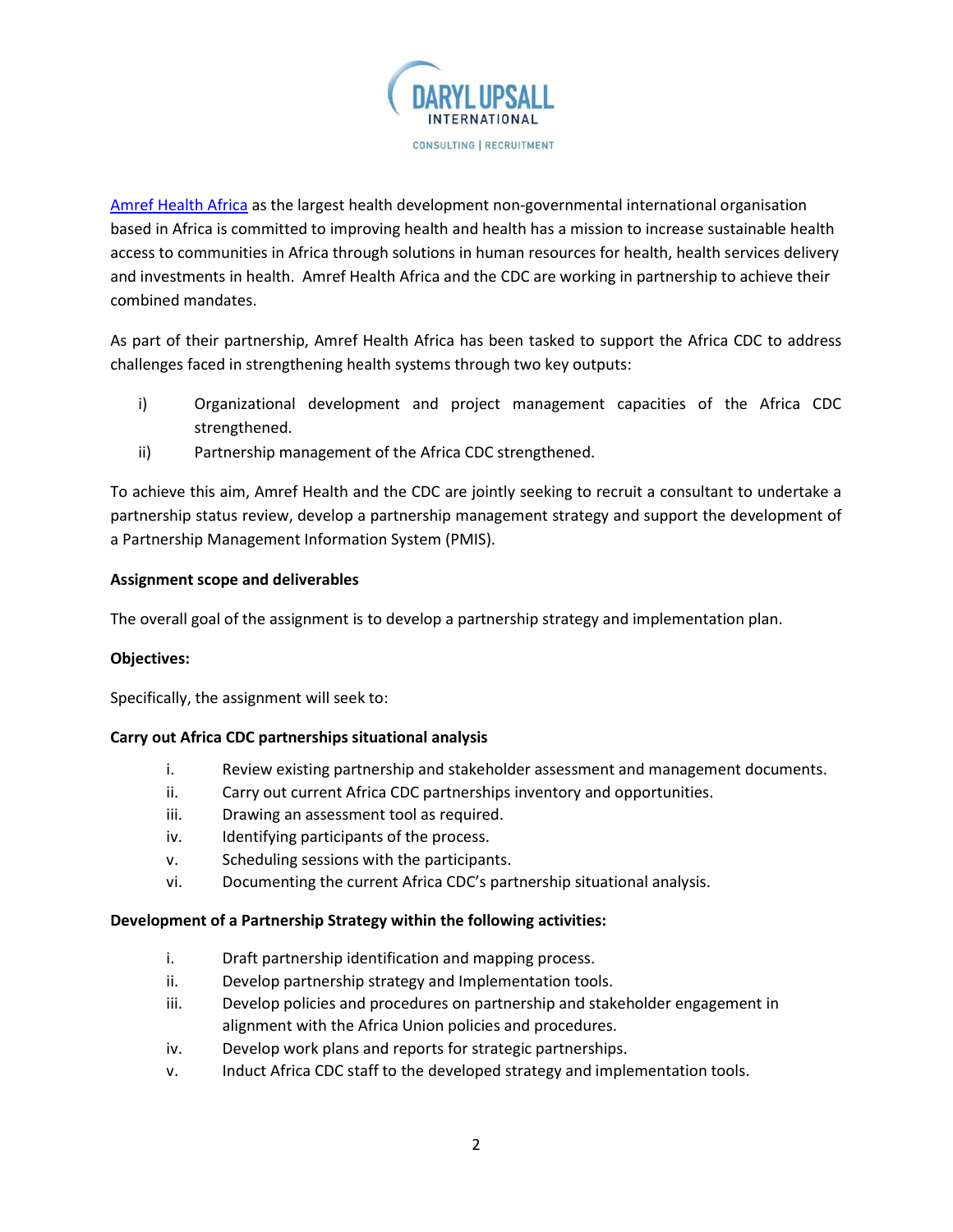[Amref Health Africa] as the largest health development non-governmental international organisation based in Africa is committed to improving health and health has a mission to increase sustainable health access to communities in Africa through solutions in human resources for health, health services delivery and investments in health. Amref Health Africa and the CDC are working in partnership to achieve their combined mandates.

As part of their partnership, Amref Health Africa has been tasked to support the Africa CDC to address challenges faced in strengthening health systems through two key outputs:

i) Organizational development and project management capacities of the Africa CDC strengthened.
ii) Partnership management of the Africa CDC strengthened.

To achieve this aim, Amref Health and the CDC are jointly seeking to recruit a consultant to undertake a partnership status review, develop a partnership management strategy and support the development of a Partnership Management Information System (PMIS).

**Assignment scope and deliverables**

The overall goal of the assignment is to develop a partnership strategy and implementation plan.

**Objectives:**

Specifically, the assignment will seek to:

**Carry out Africa CDC partnerships situational analysis**

i. Review existing partnership and stakeholder assessment and management documents.
ii. Carry out current Africa CDC partnerships inventory and opportunities.
iii. Drawing an assessment tool as required.
iv. Identifying participants of the process.
v. Scheduling sessions with the participants.
vi. Documenting the current Africa CDC's partnership situational analysis.

**Development of a Partnership Strategy within the following activities:**

i. Draft partnership identification and mapping process.
ii. Develop partnership strategy and Implementation tools.
iii. Develop policies and procedures on partnership and stakeholder engagement in alignment with the Africa Union policies and procedures.
iv. Develop work plans and reports for strategic partnerships.
v. Induct Africa CDC staff to the developed strategy and implementation tools.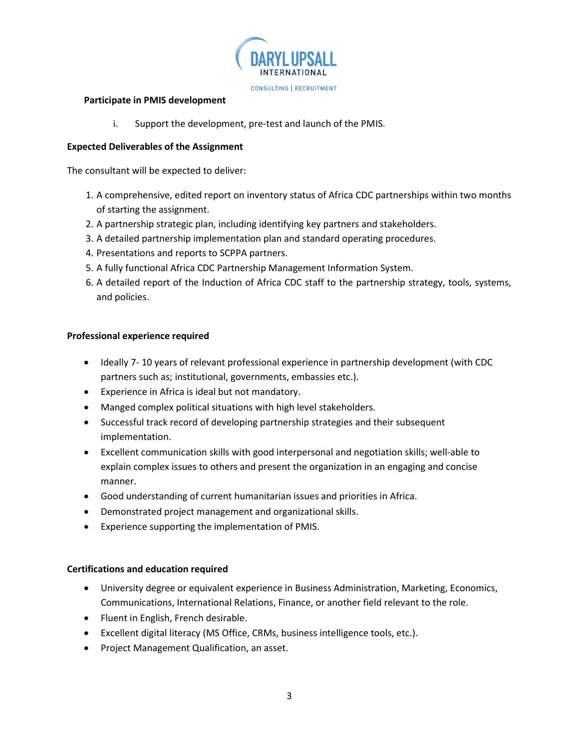**Participate in PMIS development**

i. Support the development, pre-test and launch of the PMIS.

**Expected Deliverables of the Assignment**

The consultant will be expected to deliver:

1. A comprehensive, edited report on inventory status of Africa CDC partnerships within two months of starting the assignment.
2. A partnership strategic plan, including identifying key partners and stakeholders.
3. A detailed partnership implementation plan and standard operating procedures.
4. Presentations and reports to SCPPA partners.
5. A fully functional Africa CDC Partnership Management Information System.
6. A detailed report of the Induction of Africa CDC staff to the partnership strategy, tools, systems, and policies.

**Professional experience required**

- Ideally 7- 10 years of relevant professional experience in partnership development (with CDC partners such as; institutional, governments, embassies etc.).
- Experience in Africa is ideal but not mandatory.
- Manged complex political situations with high level stakeholders.
- Successful track record of developing partnership strategies and their subsequent implementation.
- Excellent communication skills with good interpersonal and negotiation skills; well-able to explain complex issues to others and present the organization in an engaging and concise manner.
- Good understanding of current humanitarian issues and priorities in Africa.
- Demonstrated project management and organizational skills.
- Experience supporting the implementation of PMIS.

**Certifications and education required**

- University degree or equivalent experience in Business Administration, Marketing, Economics, Communications, International Relations, Finance, or another field relevant to the role.
- Fluent in English, French desirable.
- Excellent digital literacy (MS Office, CRMs, business intelligence tools, etc.).
- Project Management Qualification, an asset.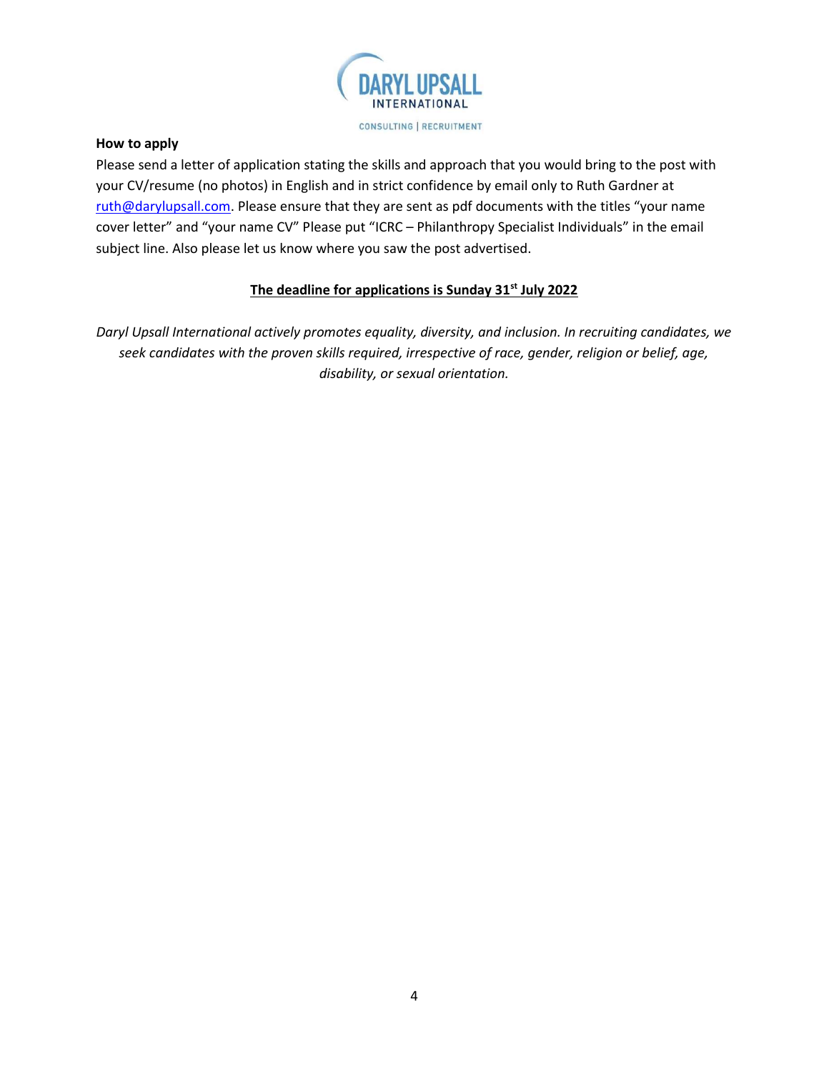**How to apply**

Please send a letter of application stating the skills and approach that you would bring to the post with your CV/resume (no photos) in English and in strict confidence by email only to Ruth Gardner at ruth@darylupsall.com. Please ensure that they are sent as pdf documents with the titles "your name cover letter" and "your name CV" Please put "ICRC – Philanthropy Specialist Individuals" in the email subject line. Also please let us know where you saw the post advertised.

**The deadline for applications is Sunday 31st July 2022**

*Daryl Upsall International actively promotes equality, diversity, and inclusion. In recruiting candidates, we seek candidates with the proven skills required, irrespective of race, gender, religion or belief, age, disability, or sexual orientation.*